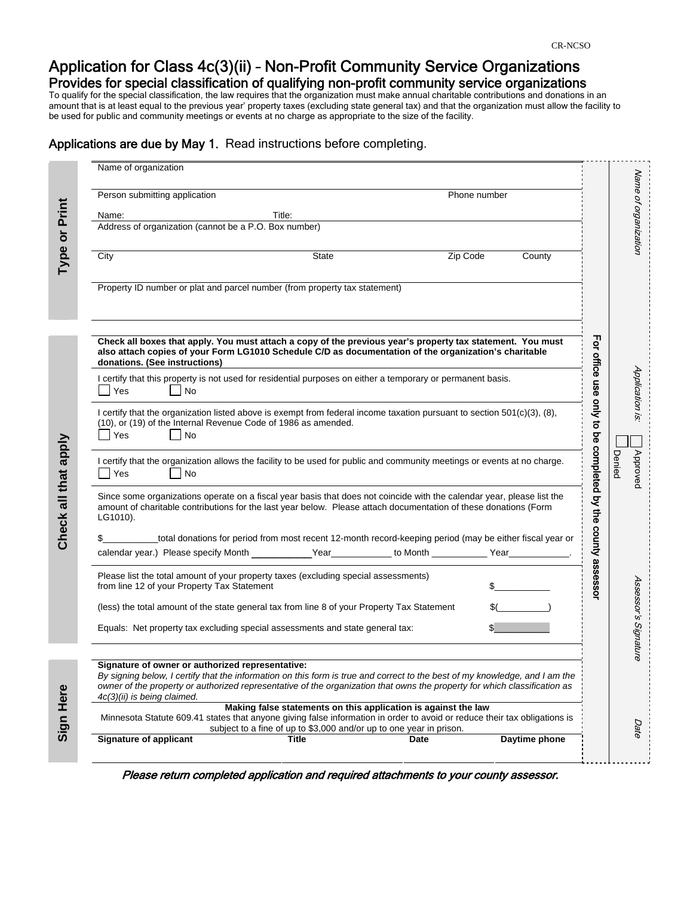CR-NCSO

# Application for Class 4c(3)(ii) – Non-Profit Community Service Organizations

## Provides for special classification of qualifying non-profit community service organizations

To qualify for the special classification, the law requires that the organization must make annual charitable contributions and donations in an amount that is at least equal to the previous year' property taxes (excluding state general tax) and that the organization must allow the facility to be used for public and community meetings or events at no charge as appropriate to the size of the facility.

**Applications are due by May 1.** Read instructions before completing.

### Type or Print

Name of organization

Person submitting application — Phone number

Name: — Title:

Address of organization (cannot be a P.O. Box number)

City — State — Zip Code — County

Property ID number or plat and parcel number (from property tax statement)

### Check all that apply

**Check all boxes that apply. You must attach a copy of the previous year's property tax statement. You must also attach copies of your Form LG1010 Schedule C/D as documentation of the organization's charitable donations. (See instructions)**

I certify that this property is not used for residential purposes on either a temporary or permanent basis.
☐ Yes ☐ No

I certify that the organization listed above is exempt from federal income taxation pursuant to section 501(c)(3), (8), (10), or (19) of the Internal Revenue Code of 1986 as amended.
☐ Yes ☐ No

I certify that the organization allows the facility to be used for public and community meetings or events at no charge.
☐ Yes ☐ No

Since some organizations operate on a fiscal year basis that does not coincide with the calendar year, please list the amount of charitable contributions for the last year below. Please attach documentation of these donations (Form LG1010).

$\_\_\_\_\_\_\_\_\_\_ total donations for period from most recent 12-month record-keeping period (may be either fiscal year or calendar year.) Please specify Month \_\_\_\_\_\_\_\_ Year \_\_\_\_\_\_\_\_ to Month \_\_\_\_\_\_\_\_ Year \_\_\_\_\_\_\_\_.

Please list the total amount of your property taxes (excluding special assessments) from line 12 of your Property Tax Statement — $\_\_\_\_\_\_\_\_

(less) the total amount of the state general tax from line 8 of your Property Tax Statement — $(\_\_\_\_\_\_\_\_)

Equals: Net property tax excluding special assessments and state general tax: — $\_\_\_\_\_\_\_\_

### Sign Here

**Signature of owner or authorized representative:**

*By signing below, I certify that the information on this form is true and correct to the best of my knowledge, and I am the owner of the property or authorized representative of the organization that owns the property for which classification as 4c(3)(ii) is being claimed.*

**Making false statements on this application is against the law**

Minnesota Statute 609.41 states that anyone giving false information in order to avoid or reduce their tax obligations is subject to a fine of up to $3,000 and/or up to one year in prison.

| Signature of applicant | Title | Date | Daytime phone |
|---|---|---|---|
| | | | |

**For office use only to be completed by the county assessor**

*Name of organization*

*Application is:* ☐ Approved ☐ Denied

*Assessor's Signature*

*Date*

***Please return completed application and required attachments to your county assessor.***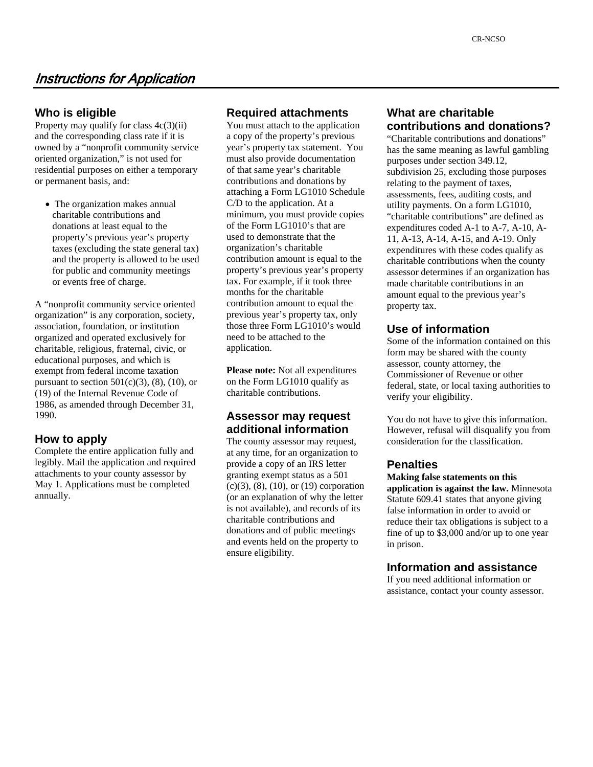## *Instructions for Application*

### Who is eligible

Property may qualify for class 4c(3)(ii) and the corresponding class rate if it is owned by a "nonprofit community service oriented organization," is not used for residential purposes on either a temporary or permanent basis, and:

- The organization makes annual charitable contributions and donations at least equal to the property's previous year's property taxes (excluding the state general tax) and the property is allowed to be used for public and community meetings or events free of charge.

A "nonprofit community service oriented organization" is any corporation, society, association, foundation, or institution organized and operated exclusively for charitable, religious, fraternal, civic, or educational purposes, and which is exempt from federal income taxation pursuant to section 501(c)(3), (8), (10), or (19) of the Internal Revenue Code of 1986, as amended through December 31, 1990.

### How to apply

Complete the entire application fully and legibly. Mail the application and required attachments to your county assessor by May 1. Applications must be completed annually.

### Required attachments

You must attach to the application a copy of the property's previous year's property tax statement. You must also provide documentation of that same year's charitable contributions and donations by attaching a Form LG1010 Schedule C/D to the application. At a minimum, you must provide copies of the Form LG1010's that are used to demonstrate that the organization's charitable contribution amount is equal to the property's previous year's property tax. For example, if it took three months for the charitable contribution amount to equal the previous year's property tax, only those three Form LG1010's would need to be attached to the application.

**Please note:** Not all expenditures on the Form LG1010 qualify as charitable contributions.

### Assessor may request additional information

The county assessor may request, at any time, for an organization to provide a copy of an IRS letter granting exempt status as a 501 (c)(3), (8), (10), or (19) corporation (or an explanation of why the letter is not available), and records of its charitable contributions and donations and of public meetings and events held on the property to ensure eligibility.

### What are charitable contributions and donations?

"Charitable contributions and donations" has the same meaning as lawful gambling purposes under section 349.12, subdivision 25, excluding those purposes relating to the payment of taxes, assessments, fees, auditing costs, and utility payments. On a form LG1010, "charitable contributions" are defined as expenditures coded A-1 to A-7, A-10, A-11, A-13, A-14, A-15, and A-19. Only expenditures with these codes qualify as charitable contributions when the county assessor determines if an organization has made charitable contributions in an amount equal to the previous year's property tax.

### Use of information

Some of the information contained on this form may be shared with the county assessor, county attorney, the Commissioner of Revenue or other federal, state, or local taxing authorities to verify your eligibility.

You do not have to give this information. However, refusal will disqualify you from consideration for the classification.

### Penalties

**Making false statements on this application is against the law.** Minnesota Statute 609.41 states that anyone giving false information in order to avoid or reduce their tax obligations is subject to a fine of up to $3,000 and/or up to one year in prison.

### Information and assistance

If you need additional information or assistance, contact your county assessor.